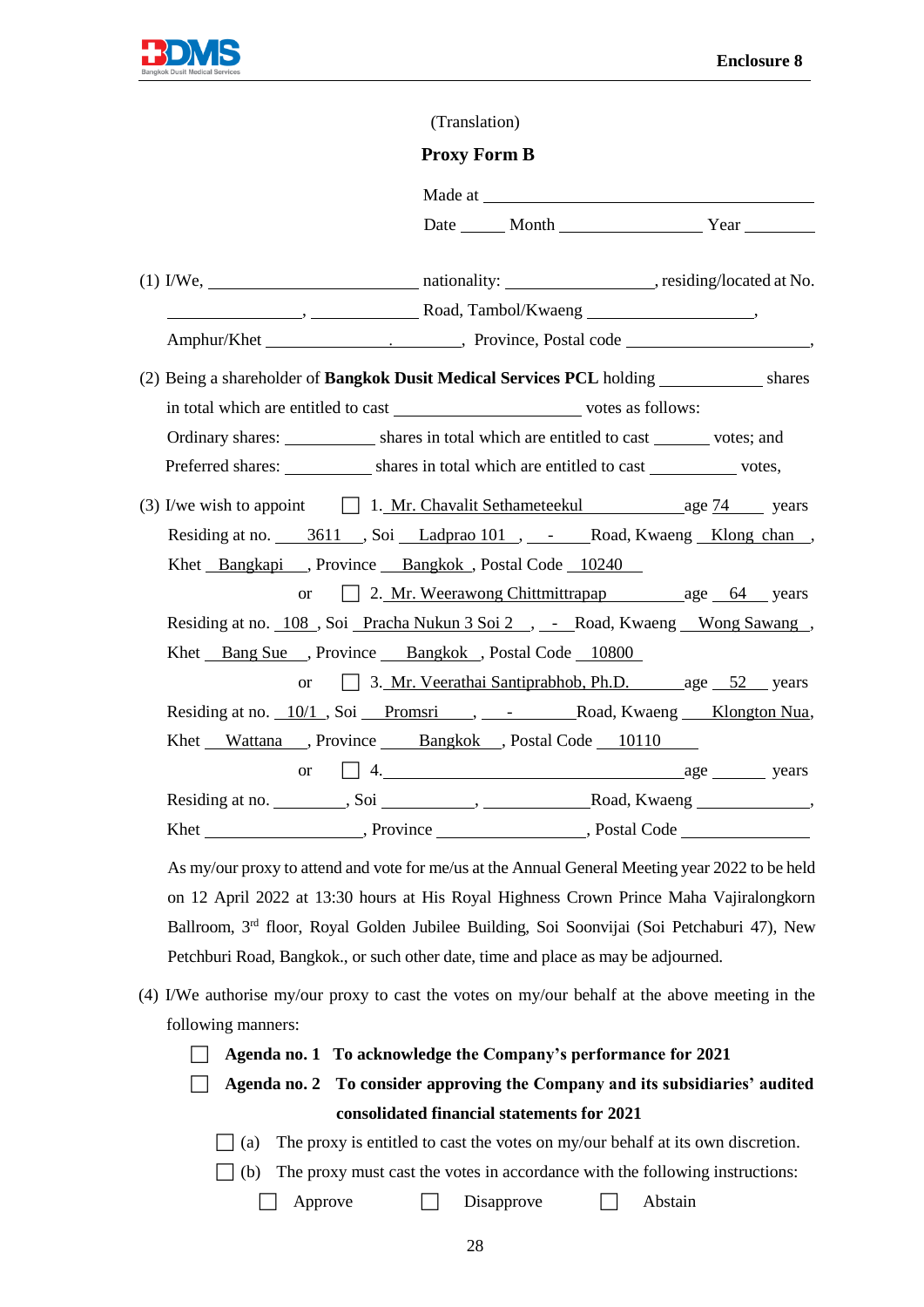Enclosure 8

(Translation)

**Proxy Form B**

Made at ______________________________

Date _____ Month ________________ Year ________

(1) I/We, ________________________ nationality: _________________, residing/located at No. ________________, ____________ Road, Tambol/Kwaeng ___________________, Amphur/Khet _______________________, Province, Postal code ______________________,

(2) Being a shareholder of **Bangkok Dusit Medical Services PCL** holding ____________ shares in total which are entitled to cast _____________________ votes as follows:

Ordinary shares: __________ shares in total which are entitled to cast ______ votes; and

Preferred shares: __________ shares in total which are entitled to cast __________ votes,

(3) I/we wish to appoint ☐ 1. Mr. Chavalit Sethameteekul age 74 years Residing at no. 3611 , Soi Ladprao 101 , - Road, Kwaeng Klong chan , Khet Bangkapi , Province Bangkok , Postal Code 10240

or ☐ 2. Mr. Weerawong Chittmittrapap age 64 years Residing at no. 108 , Soi Pracha Nukun 3 Soi 2 , - Road, Kwaeng Wong Sawang , Khet Bang Sue , Province Bangkok , Postal Code 10800

or ☐ 3. Mr. Veerathai Santiprabhob, Ph.D. age 52 years Residing at no. 10/1 , Soi Promsri , - Road, Kwaeng Klongton Nua, Khet Wattana , Province Bangkok , Postal Code 10110

or ☐ 4. ________________________________ age ______ years Residing at no. ________, Soi __________, ____________ Road, Kwaeng ____________, Khet _________________, Province ________________, Postal Code _______________

As my/our proxy to attend and vote for me/us at the Annual General Meeting year 2022 to be held on 12 April 2022 at 13:30 hours at His Royal Highness Crown Prince Maha Vajiralongkorn Ballroom, 3rd floor, Royal Golden Jubilee Building, Soi Soonvijai (Soi Petchaburi 47), New Petchburi Road, Bangkok., or such other date, time and place as may be adjourned.

(4) I/We authorise my/our proxy to cast the votes on my/our behalf at the above meeting in the following manners:

☐ **Agenda no. 1 To acknowledge the Company's performance for 2021**

☐ **Agenda no. 2 To consider approving the Company and its subsidiaries' audited consolidated financial statements for 2021**

☐ (a) The proxy is entitled to cast the votes on my/our behalf at its own discretion.

☐ (b) The proxy must cast the votes in accordance with the following instructions:

☐ Approve ☐ Disapprove ☐ Abstain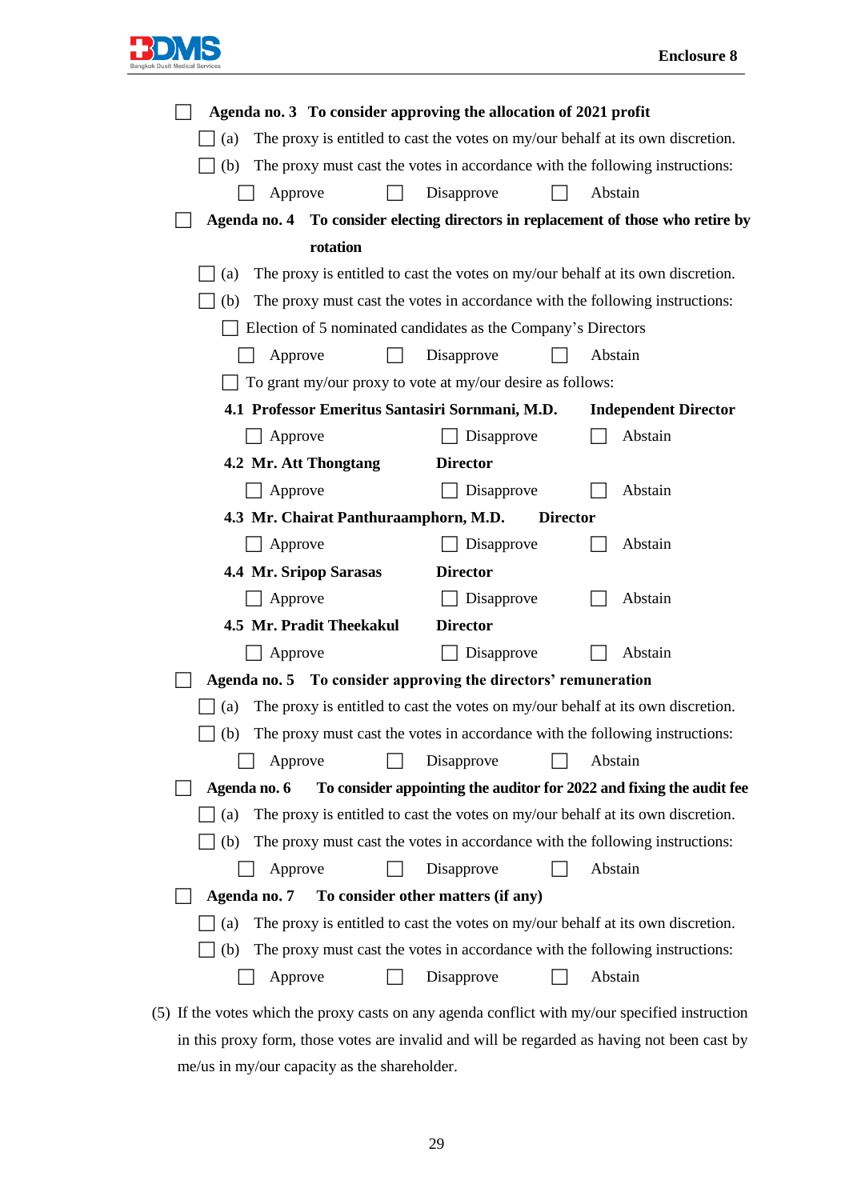☐ **Agenda no. 3 To consider approving the allocation of 2021 profit**

☐ (a) The proxy is entitled to cast the votes on my/our behalf at its own discretion.

☐ (b) The proxy must cast the votes in accordance with the following instructions:

☐ Approve ☐ Disapprove ☐ Abstain

☐ **Agenda no. 4 To consider electing directors in replacement of those who retire by rotation**

☐ (a) The proxy is entitled to cast the votes on my/our behalf at its own discretion.

☐ (b) The proxy must cast the votes in accordance with the following instructions:

☐ Election of 5 nominated candidates as the Company's Directors

☐ Approve ☐ Disapprove ☐ Abstain

☐ To grant my/our proxy to vote at my/our desire as follows:

**4.1 Professor Emeritus Santasiri Sornmani, M.D. Independent Director**

☐ Approve ☐ Disapprove ☐ Abstain

**4.2 Mr. Att Thongtang Director**

☐ Approve ☐ Disapprove ☐ Abstain

**4.3 Mr. Chairat Panthuraamphorn, M.D. Director**

☐ Approve ☐ Disapprove ☐ Abstain

**4.4 Mr. Sripop Sarasas Director**

☐ Approve ☐ Disapprove ☐ Abstain

**4.5 Mr. Pradit Theekakul Director**

☐ Approve ☐ Disapprove ☐ Abstain

☐ **Agenda no. 5 To consider approving the directors' remuneration**

☐ (a) The proxy is entitled to cast the votes on my/our behalf at its own discretion.

☐ (b) The proxy must cast the votes in accordance with the following instructions:

☐ Approve ☐ Disapprove ☐ Abstain

☐ **Agenda no. 6 To consider appointing the auditor for 2022 and fixing the audit fee**

☐ (a) The proxy is entitled to cast the votes on my/our behalf at its own discretion.

☐ (b) The proxy must cast the votes in accordance with the following instructions:

☐ Approve ☐ Disapprove ☐ Abstain

☐ **Agenda no. 7 To consider other matters (if any)**

☐ (a) The proxy is entitled to cast the votes on my/our behalf at its own discretion.

☐ (b) The proxy must cast the votes in accordance with the following instructions:

☐ Approve ☐ Disapprove ☐ Abstain

(5) If the votes which the proxy casts on any agenda conflict with my/our specified instruction in this proxy form, those votes are invalid and will be regarded as having not been cast by me/us in my/our capacity as the shareholder.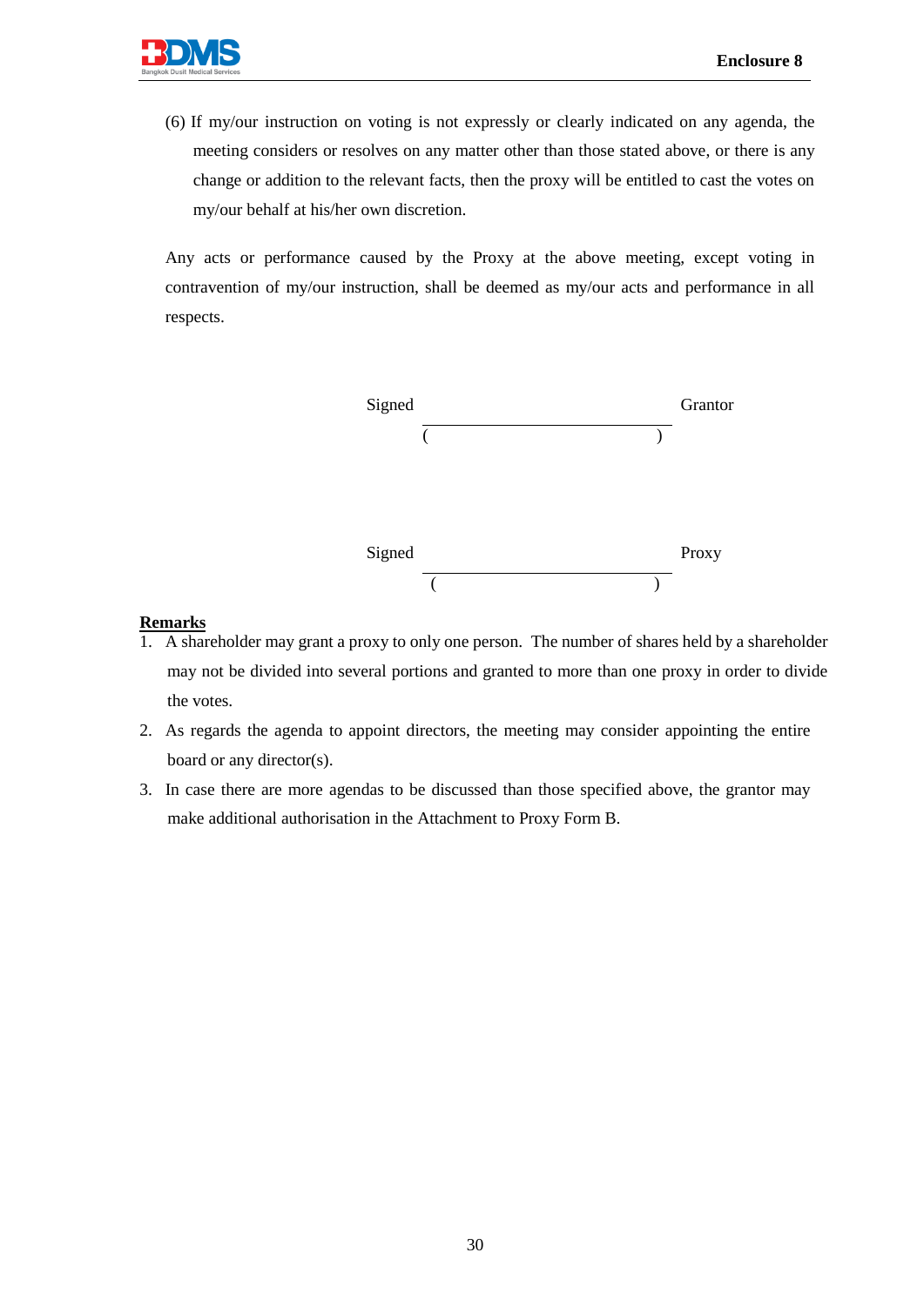(6) If my/our instruction on voting is not expressly or clearly indicated on any agenda, the meeting considers or resolves on any matter other than those stated above, or there is any change or addition to the relevant facts, then the proxy will be entitled to cast the votes on my/our behalf at his/her own discretion.

Any acts or performance caused by the Proxy at the above meeting, except voting in contravention of my/our instruction, shall be deemed as my/our acts and performance in all respects.

Signed ______________________________ Grantor
( )

Signed ______________________________ Proxy
( )

**Remarks**

1. A shareholder may grant a proxy to only one person. The number of shares held by a shareholder may not be divided into several portions and granted to more than one proxy in order to divide the votes.
2. As regards the agenda to appoint directors, the meeting may consider appointing the entire board or any director(s).
3. In case there are more agendas to be discussed than those specified above, the grantor may make additional authorisation in the Attachment to Proxy Form B.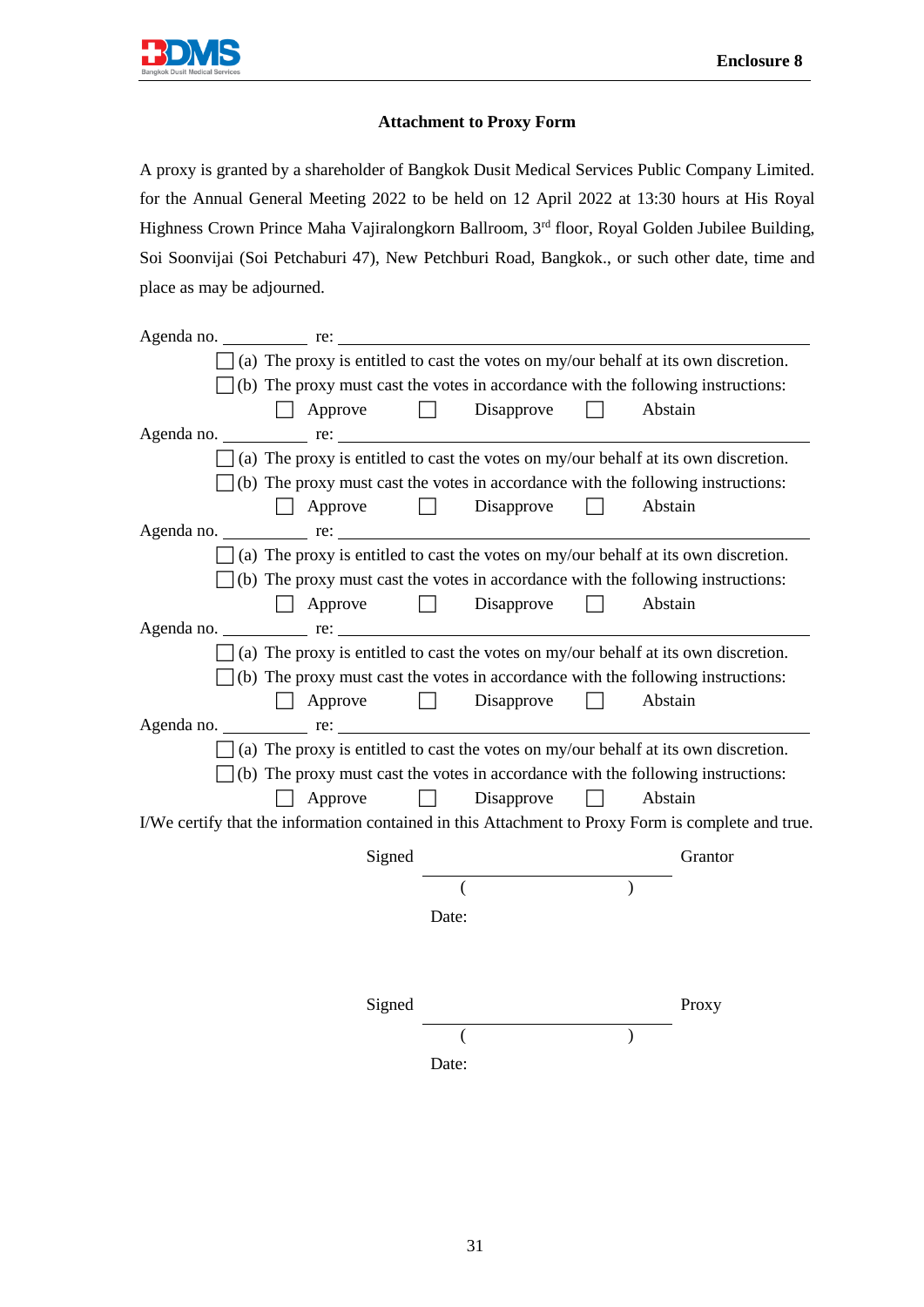**Attachment to Proxy Form**

A proxy is granted by a shareholder of Bangkok Dusit Medical Services Public Company Limited. for the Annual General Meeting 2022 to be held on 12 April 2022 at 13:30 hours at His Royal Highness Crown Prince Maha Vajiralongkorn Ballroom, 3rd floor, Royal Golden Jubilee Building, Soi Soonvijai (Soi Petchaburi 47), New Petchburi Road, Bangkok., or such other date, time and place as may be adjourned.

Agenda no. __________ re: ______________________________________________

☐ (a) The proxy is entitled to cast the votes on my/our behalf at its own discretion.

☐ (b) The proxy must cast the votes in accordance with the following instructions:

☐ Approve ☐ Disapprove ☐ Abstain

Agenda no. __________ re: ______________________________________________

☐ (a) The proxy is entitled to cast the votes on my/our behalf at its own discretion.

☐ (b) The proxy must cast the votes in accordance with the following instructions:

☐ Approve ☐ Disapprove ☐ Abstain

Agenda no. __________ re: ______________________________________________

☐ (a) The proxy is entitled to cast the votes on my/our behalf at its own discretion.

☐ (b) The proxy must cast the votes in accordance with the following instructions:

☐ Approve ☐ Disapprove ☐ Abstain

Agenda no. __________ re: ______________________________________________

☐ (a) The proxy is entitled to cast the votes on my/our behalf at its own discretion.

☐ (b) The proxy must cast the votes in accordance with the following instructions:

☐ Approve ☐ Disapprove ☐ Abstain

Agenda no. __________ re: ______________________________________________

☐ (a) The proxy is entitled to cast the votes on my/our behalf at its own discretion.

☐ (b) The proxy must cast the votes in accordance with the following instructions:

☐ Approve ☐ Disapprove ☐ Abstain

I/We certify that the information contained in this Attachment to Proxy Form is complete and true.

Signed ______________________________ Grantor

( )

Date:

Signed ______________________________ Proxy

( )

Date: